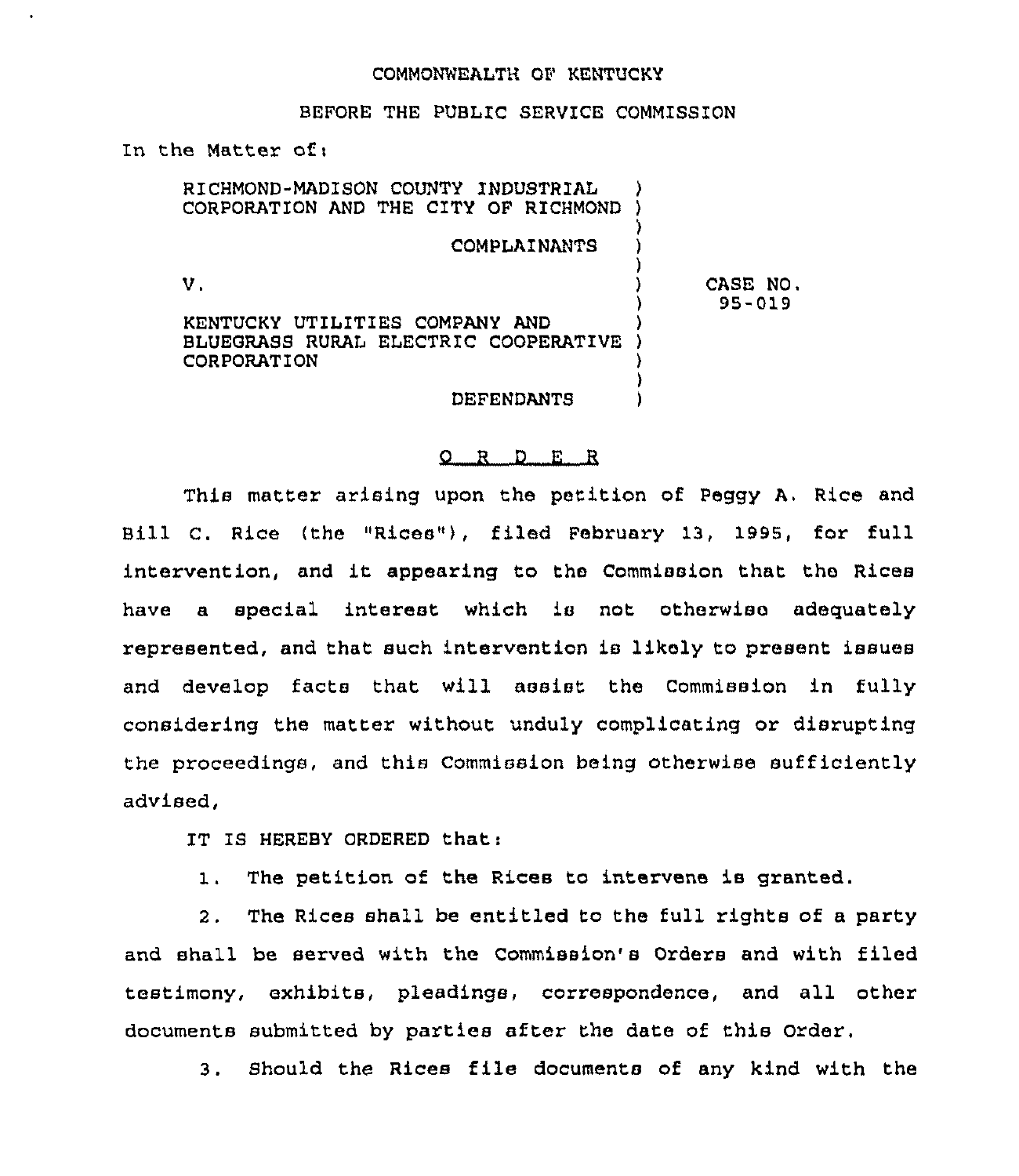COMMONWEALTH OF KENTUCKY

BEFORE THE PUBLIC SERVICE COMMISSION

In the Matter of:

RICHMOND-MADISON COUNTY INDUSTRIAL CORPORATION AND THE CITY OF RICHMOND

COMPLAINANTS

V.

KENTUCKY UTILITIES COMPANY AND BLUEGRASS RURAL ELECTRIC COOPERATIVE CORPORATION

DEFENDANTS

CASE NO. 95-019

O R D E R

This matter arising upon the petition of Peggy A. Rice and Bill C. Rice (the "Rices"), filed February 13, 1995, for full intervention, and it appearing to the Commission that the Rices have a special interest which is not otherwise adequately represented, and that such intervention is likely to present issues and develop facts that will assist the Commission in fully considering the matter without unduly complicating or disrupting the proceedings, and this Commission being otherwise sufficiently advised,

IT IS HEREBY ORDERED that:

1. The petition of the Rices to intervene is granted.

2. The Rices shall be entitled to the full rights of a party and shall be served with the Commission's Orders and with filed testimony, exhibits, pleadings, correspondence, and all other documents submitted by parties after the date of this Order.

3. Should the Rices file documents of any kind with the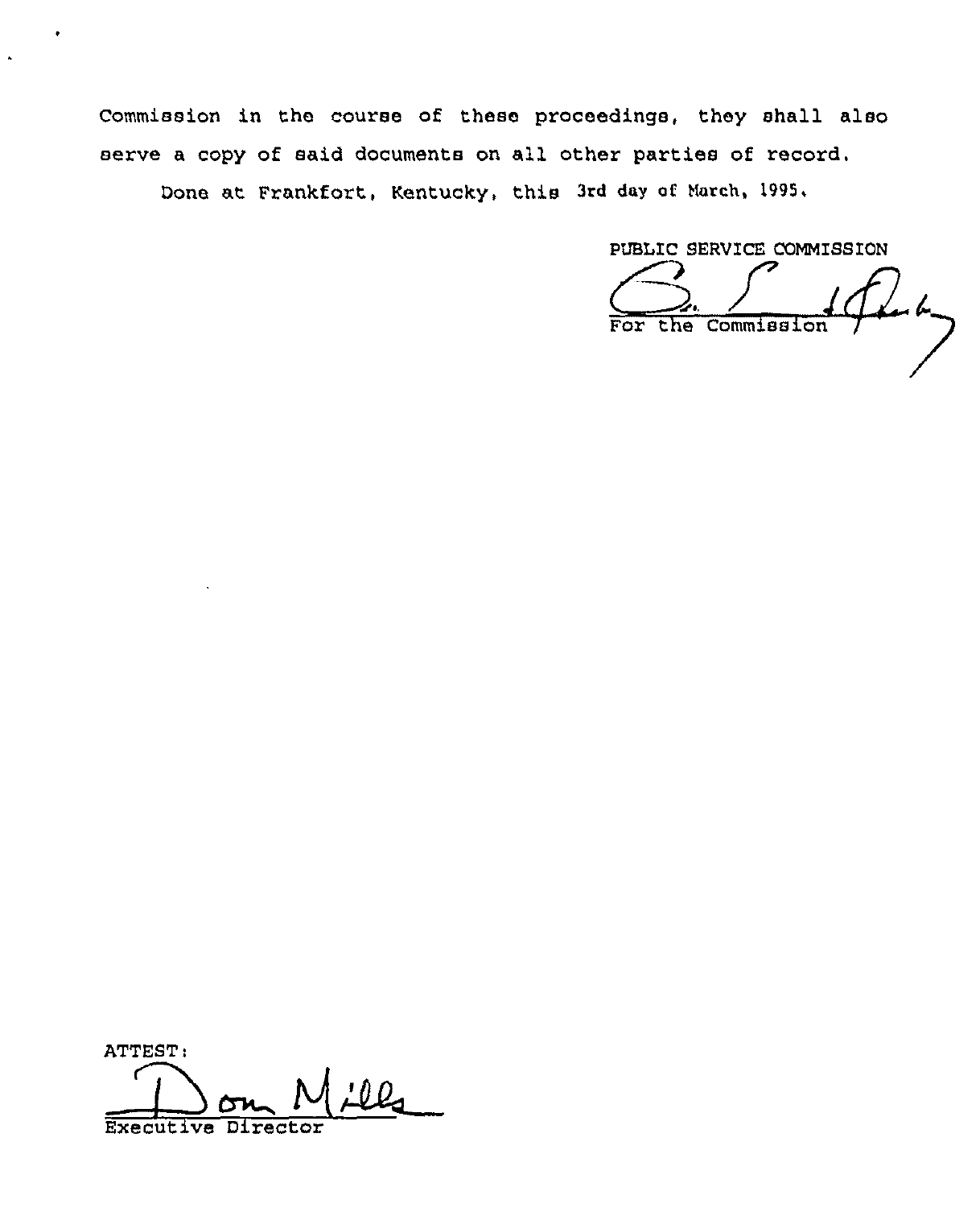Commission in the course of these proceedings, they shall also serve a copy of said documents on all other parties of record.

Done at Frankfort, Kentucky, this 3rd day of March, 1995.

PUBLIC SERVICE COMMISSION

For the Commission

ATTEST:

Executive Director